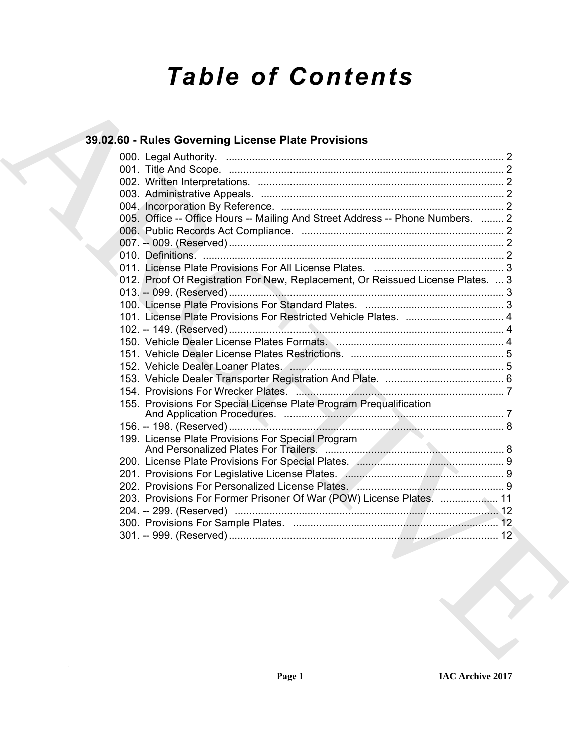# Table of Contents

## 39.02.60 - Rules Governing License Plate Provisions

000. Legal Authority. ................................................................................................ 2
001. Title And Scope. ................................................................................................ 2
002. Written Interpretations. ..................................................................................... 2
003. Administrative Appeals. .................................................................................... 2
004. Incorporation By Reference. ............................................................................. 2
005. Office -- Office Hours -- Mailing And Street Address -- Phone Numbers. ........ 2
006. Public Records Act Compliance. ...................................................................... 2
007. -- 009. (Reserved) ............................................................................................... 2
010. Definitions. ........................................................................................................ 2
011. License Plate Provisions For All License Plates. ............................................. 3
012. Proof Of Registration For New, Replacement, Or Reissued License Plates. ... 3
013. -- 099. (Reserved) ............................................................................................... 3
100. License Plate Provisions For Standard Plates. ................................................ 3
101. License Plate Provisions For Restricted Vehicle Plates. .................................. 4
102. -- 149. (Reserved) ............................................................................................... 4
150. Vehicle Dealer License Plates Formats. .......................................................... 4
151. Vehicle Dealer License Plates Restrictions. ..................................................... 5
152. Vehicle Dealer Loaner Plates. .......................................................................... 5
153. Vehicle Dealer Transporter Registration And Plate. ......................................... 6
154. Provisions For Wrecker Plates. ........................................................................ 7
155. Provisions For Special License Plate Program Prequalification And Application Procedures. ............................................................................ 7
156. -- 198. (Reserved) ............................................................................................... 8
199. License Plate Provisions For Special Program And Personalized Plates For Trailers. .............................................................. 8
200. License Plate Provisions For Special Plates. ................................................... 9
201. Provisions For Legislative License Plates. ....................................................... 9
202. Provisions For Personalized License Plates. ................................................... 9
203. Provisions For Former Prisoner Of War (POW) License Plates. .................... 11
204. -- 299. (Reserved) ........................................................................................... 12
300. Provisions For Sample Plates. ........................................................................ 12
301. -- 999. (Reserved) ............................................................................................. 12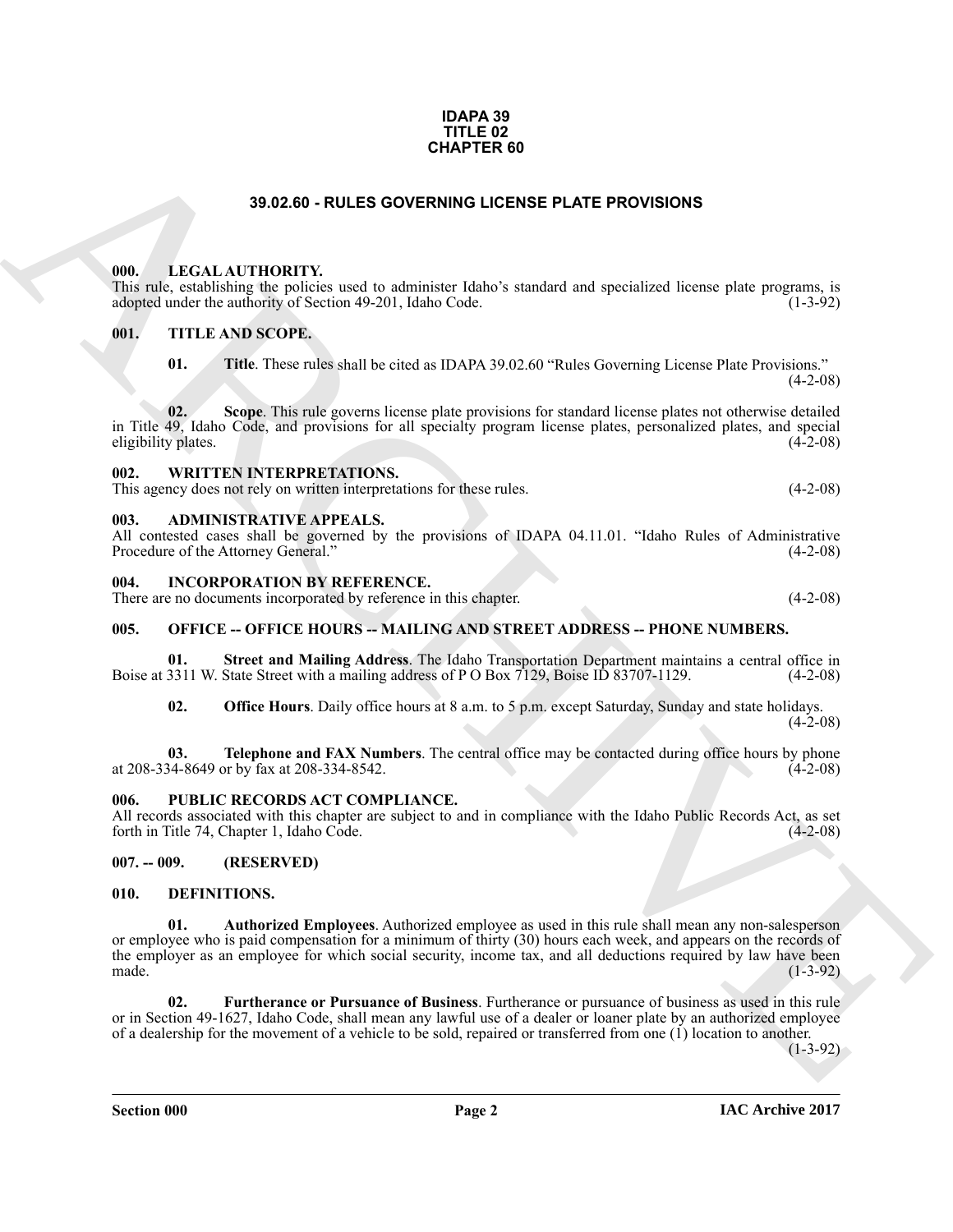**IDAPA 39**
**TITLE 02**
**CHAPTER 60**

## 39.02.60 - RULES GOVERNING LICENSE PLATE PROVISIONS

### 000. LEGAL AUTHORITY.

This rule, establishing the policies used to administer Idaho's standard and specialized license plate programs, is adopted under the authority of Section 49-201, Idaho Code. (1-3-92)

### 001. TITLE AND SCOPE.

**01. Title**. These rules shall be cited as IDAPA 39.02.60 "Rules Governing License Plate Provisions." (4-2-08)

**02. Scope**. This rule governs license plate provisions for standard license plates not otherwise detailed in Title 49, Idaho Code, and provisions for all specialty program license plates, personalized plates, and special eligibility plates. (4-2-08)

### 002. WRITTEN INTERPRETATIONS.

This agency does not rely on written interpretations for these rules. (4-2-08)

### 003. ADMINISTRATIVE APPEALS.

All contested cases shall be governed by the provisions of IDAPA 04.11.01. "Idaho Rules of Administrative Procedure of the Attorney General." (4-2-08)

### 004. INCORPORATION BY REFERENCE.

There are no documents incorporated by reference in this chapter. (4-2-08)

### 005. OFFICE -- OFFICE HOURS -- MAILING AND STREET ADDRESS -- PHONE NUMBERS.

**01. Street and Mailing Address**. The Idaho Transportation Department maintains a central office in Boise at 3311 W. State Street with a mailing address of P O Box 7129, Boise ID 83707-1129. (4-2-08)

**02. Office Hours**. Daily office hours at 8 a.m. to 5 p.m. except Saturday, Sunday and state holidays. (4-2-08)

**03. Telephone and FAX Numbers**. The central office may be contacted during office hours by phone at 208-334-8649 or by fax at 208-334-8542. (4-2-08)

### 006. PUBLIC RECORDS ACT COMPLIANCE.

All records associated with this chapter are subject to and in compliance with the Idaho Public Records Act, as set forth in Title 74, Chapter 1, Idaho Code. (4-2-08)

### 007. -- 009. (RESERVED)

### 010. DEFINITIONS.

**01. Authorized Employees**. Authorized employee as used in this rule shall mean any non-salesperson or employee who is paid compensation for a minimum of thirty (30) hours each week, and appears on the records of the employer as an employee for which social security, income tax, and all deductions required by law have been made. (1-3-92)

**02. Furtherance or Pursuance of Business**. Furtherance or pursuance of business as used in this rule or in Section 49-1627, Idaho Code, shall mean any lawful use of a dealer or loaner plate by an authorized employee of a dealership for the movement of a vehicle to be sold, repaired or transferred from one (1) location to another. (1-3-92)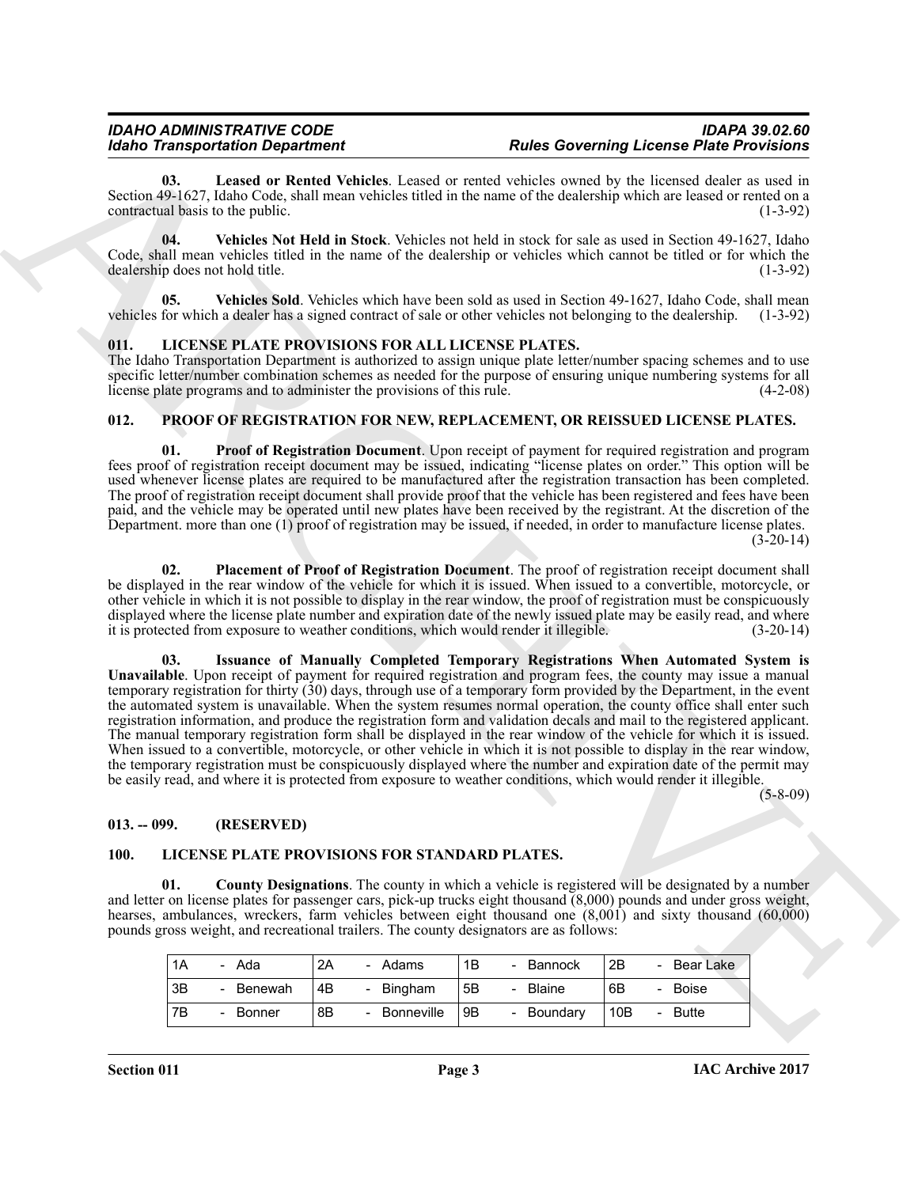**03. Leased or Rented Vehicles**. Leased or rented vehicles owned by the licensed dealer as used in Section 49-1627, Idaho Code, shall mean vehicles titled in the name of the dealership which are leased or rented on a contractual basis to the public. (1-3-92)

**04. Vehicles Not Held in Stock**. Vehicles not held in stock for sale as used in Section 49-1627, Idaho Code, shall mean vehicles titled in the name of the dealership or vehicles which cannot be titled or for which the dealership does not hold title. (1-3-92)

**05. Vehicles Sold**. Vehicles which have been sold as used in Section 49-1627, Idaho Code, shall mean vehicles for which a dealer has a signed contract of sale or other vehicles not belonging to the dealership. (1-3-92)

## 011. LICENSE PLATE PROVISIONS FOR ALL LICENSE PLATES.

The Idaho Transportation Department is authorized to assign unique plate letter/number spacing schemes and to use specific letter/number combination schemes as needed for the purpose of ensuring unique numbering systems for all license plate programs and to administer the provisions of this rule. (4-2-08)

## 012. PROOF OF REGISTRATION FOR NEW, REPLACEMENT, OR REISSUED LICENSE PLATES.

**01. Proof of Registration Document**. Upon receipt of payment for required registration and program fees proof of registration receipt document may be issued, indicating "license plates on order." This option will be used whenever license plates are required to be manufactured after the registration transaction has been completed. The proof of registration receipt document shall provide proof that the vehicle has been registered and fees have been paid, and the vehicle may be operated until new plates have been received by the registrant. At the discretion of the Department. more than one (1) proof of registration may be issued, if needed, in order to manufacture license plates. (3-20-14)

**02. Placement of Proof of Registration Document**. The proof of registration receipt document shall be displayed in the rear window of the vehicle for which it is issued. When issued to a convertible, motorcycle, or other vehicle in which it is not possible to display in the rear window, the proof of registration must be conspicuously displayed where the license plate number and expiration date of the newly issued plate may be easily read, and where it is protected from exposure to weather conditions, which would render it illegible. (3-20-14)

**03. Issuance of Manually Completed Temporary Registrations When Automated System is Unavailable**. Upon receipt of payment for required registration and program fees, the county may issue a manual temporary registration for thirty (30) days, through use of a temporary form provided by the Department, in the event the automated system is unavailable. When the system resumes normal operation, the county office shall enter such registration information, and produce the registration form and validation decals and mail to the registered applicant. The manual temporary registration form shall be displayed in the rear window of the vehicle for which it is issued. When issued to a convertible, motorcycle, or other vehicle in which it is not possible to display in the rear window, the temporary registration must be conspicuously displayed where the number and expiration date of the permit may be easily read, and where it is protected from exposure to weather conditions, which would render it illegible. (5-8-09)

## 013. -- 099. (RESERVED)

## 100. LICENSE PLATE PROVISIONS FOR STANDARD PLATES.

**01. County Designations**. The county in which a vehicle is registered will be designated by a number and letter on license plates for passenger cars, pick-up trucks eight thousand (8,000) pounds and under gross weight, hearses, ambulances, wreckers, farm vehicles between eight thousand one (8,001) and sixty thousand (60,000) pounds gross weight, and recreational trailers. The county designators are as follows:

| | | | |
|---|---|---|---|
| 1A - Ada | 2A - Adams | 1B - Bannock | 2B - Bear Lake |
| 3B - Benewah | 4B - Bingham | 5B - Blaine | 6B - Boise |
| 7B - Bonner | 8B - Bonneville | 9B - Boundary | 10B - Butte |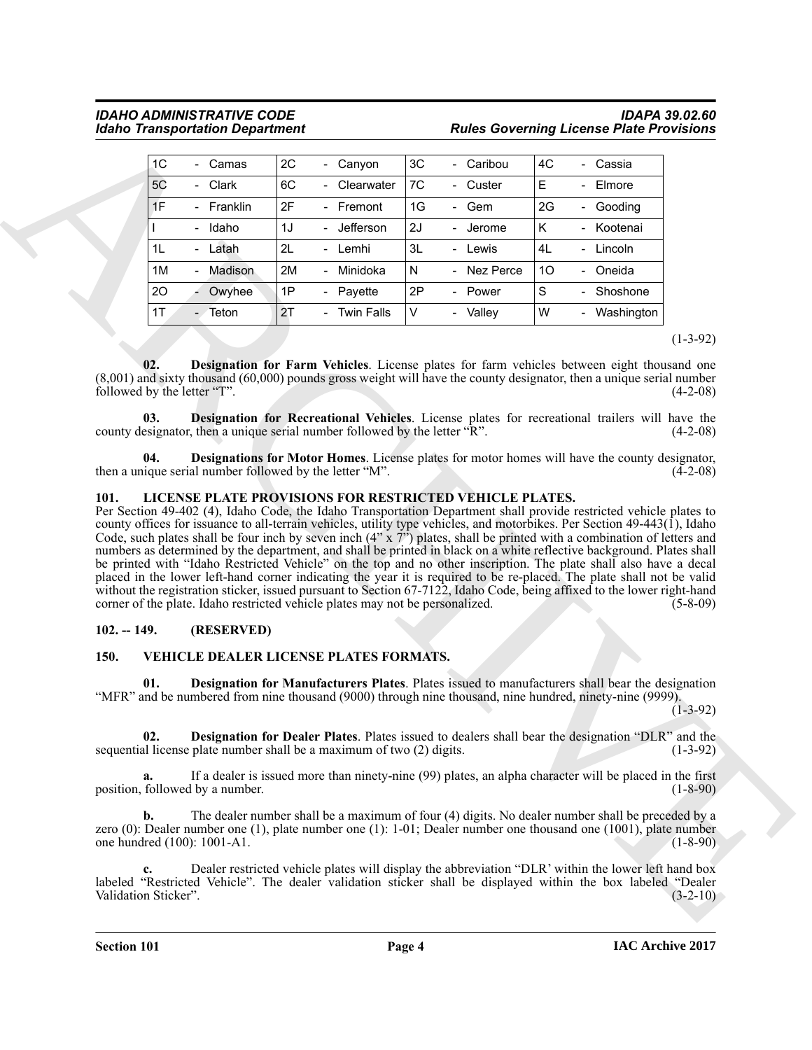| | | | |
|---|---|---|---|
| 1C - Camas | 2C - Canyon | 3C - Caribou | 4C - Cassia |
| 5C - Clark | 6C - Clearwater | 7C - Custer | E - Elmore |
| 1F - Franklin | 2F - Fremont | 1G - Gem | 2G - Gooding |
| I - Idaho | 1J - Jefferson | 2J - Jerome | K - Kootenai |
| 1L - Latah | 2L - Lemhi | 3L - Lewis | 4L - Lincoln |
| 1M - Madison | 2M - Minidoka | N - Nez Perce | 1O - Oneida |
| 2O - Owyhee | 1P - Payette | 2P - Power | S - Shoshone |
| 1T - Teton | 2T - Twin Falls | V - Valley | W - Washington |

(1-3-92)

**02. Designation for Farm Vehicles**. License plates for farm vehicles between eight thousand one (8,001) and sixty thousand (60,000) pounds gross weight will have the county designator, then a unique serial number followed by the letter "T". (4-2-08)

**03. Designation for Recreational Vehicles**. License plates for recreational trailers will have the county designator, then a unique serial number followed by the letter "R". (4-2-08)

**04. Designations for Motor Homes**. License plates for motor homes will have the county designator, then a unique serial number followed by the letter "M". (4-2-08)

## 101. LICENSE PLATE PROVISIONS FOR RESTRICTED VEHICLE PLATES.

Per Section 49-402 (4), Idaho Code, the Idaho Transportation Department shall provide restricted vehicle plates to county offices for issuance to all-terrain vehicles, utility type vehicles, and motorbikes. Per Section 49-443(1), Idaho Code, such plates shall be four inch by seven inch (4" x 7") plates, shall be printed with a combination of letters and numbers as determined by the department, and shall be printed in black on a white reflective background. Plates shall be printed with "Idaho Restricted Vehicle" on the top and no other inscription. The plate shall also have a decal placed in the lower left-hand corner indicating the year it is required to be re-placed. The plate shall not be valid without the registration sticker, issued pursuant to Section 67-7122, Idaho Code, being affixed to the lower right-hand corner of the plate. Idaho restricted vehicle plates may not be personalized. (5-8-09)

## 102. -- 149. (RESERVED)

## 150. VEHICLE DEALER LICENSE PLATES FORMATS.

**01. Designation for Manufacturers Plates**. Plates issued to manufacturers shall bear the designation "MFR" and be numbered from nine thousand (9000) through nine thousand, nine hundred, ninety-nine (9999). (1-3-92)

**02. Designation for Dealer Plates**. Plates issued to dealers shall bear the designation "DLR" and the sequential license plate number shall be a maximum of two (2) digits. (1-3-92)

**a.** If a dealer is issued more than ninety-nine (99) plates, an alpha character will be placed in the first position, followed by a number. (1-8-90)

**b.** The dealer number shall be a maximum of four (4) digits. No dealer number shall be preceded by a zero (0): Dealer number one (1), plate number one (1): 1-01; Dealer number one thousand one (1001), plate number one hundred (100): 1001-A1. (1-8-90)

**c.** Dealer restricted vehicle plates will display the abbreviation "DLR' within the lower left hand box labeled "Restricted Vehicle". The dealer validation sticker shall be displayed within the box labeled "Dealer Validation Sticker". (3-2-10)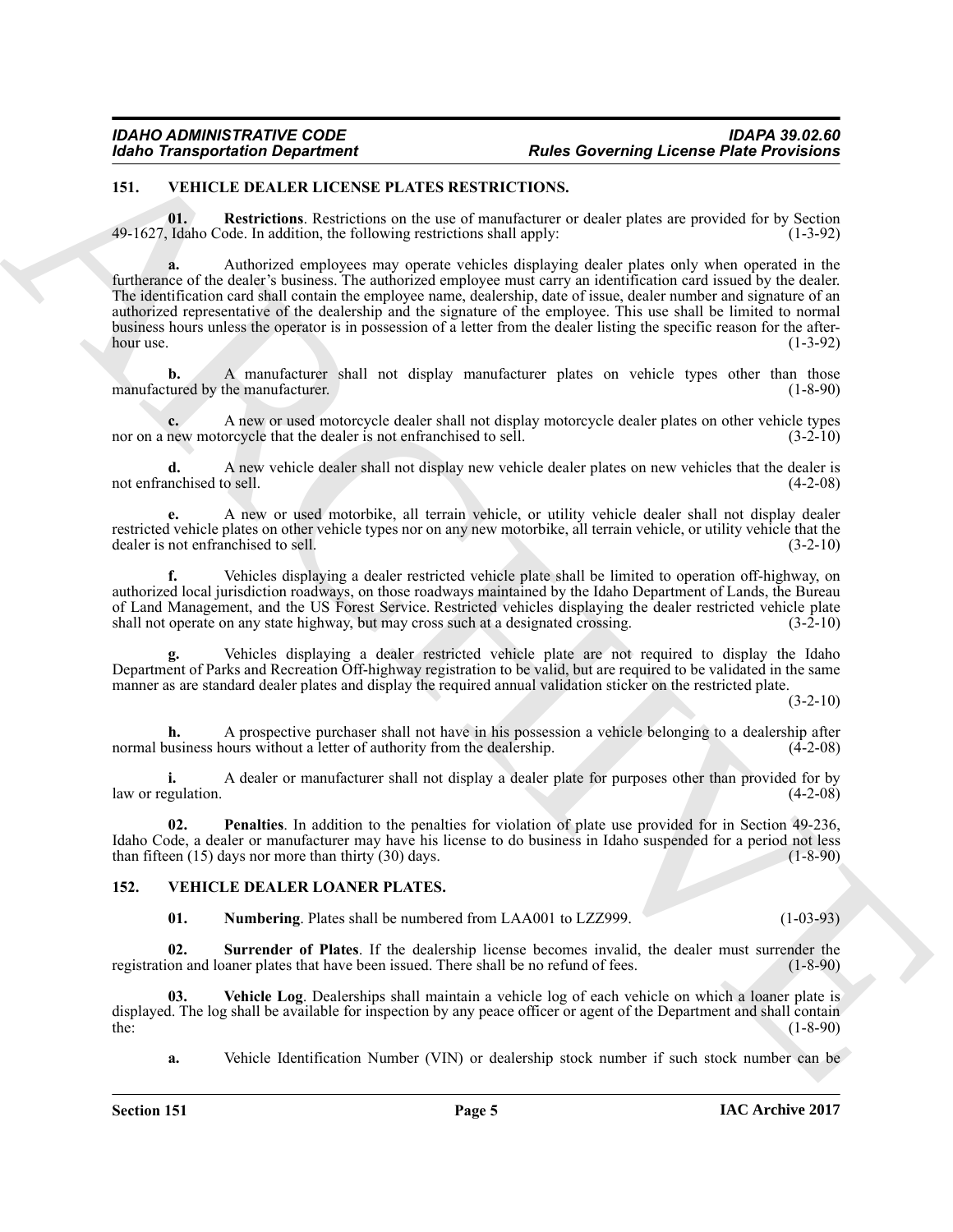## 151. VEHICLE DEALER LICENSE PLATES RESTRICTIONS.

**01. Restrictions**. Restrictions on the use of manufacturer or dealer plates are provided for by Section 49-1627, Idaho Code. In addition, the following restrictions shall apply: (1-3-92)

**a.** Authorized employees may operate vehicles displaying dealer plates only when operated in the furtherance of the dealer's business. The authorized employee must carry an identification card issued by the dealer. The identification card shall contain the employee name, dealership, date of issue, dealer number and signature of an authorized representative of the dealership and the signature of the employee. This use shall be limited to normal business hours unless the operator is in possession of a letter from the dealer listing the specific reason for the after-hour use. (1-3-92)

**b.** A manufacturer shall not display manufacturer plates on vehicle types other than those manufactured by the manufacturer. (1-8-90)

**c.** A new or used motorcycle dealer shall not display motorcycle dealer plates on other vehicle types nor on a new motorcycle that the dealer is not enfranchised to sell. (3-2-10)

**d.** A new vehicle dealer shall not display new vehicle dealer plates on new vehicles that the dealer is not enfranchised to sell. (4-2-08)

**e.** A new or used motorbike, all terrain vehicle, or utility vehicle dealer shall not display dealer restricted vehicle plates on other vehicle types nor on any new motorbike, all terrain vehicle, or utility vehicle that the dealer is not enfranchised to sell. (3-2-10)

**f.** Vehicles displaying a dealer restricted vehicle plate shall be limited to operation off-highway, on authorized local jurisdiction roadways, on those roadways maintained by the Idaho Department of Lands, the Bureau of Land Management, and the US Forest Service. Restricted vehicles displaying the dealer restricted vehicle plate shall not operate on any state highway, but may cross such at a designated crossing. (3-2-10)

**g.** Vehicles displaying a dealer restricted vehicle plate are not required to display the Idaho Department of Parks and Recreation Off-highway registration to be valid, but are required to be validated in the same manner as are standard dealer plates and display the required annual validation sticker on the restricted plate. (3-2-10)

**h.** A prospective purchaser shall not have in his possession a vehicle belonging to a dealership after normal business hours without a letter of authority from the dealership. (4-2-08)

**i.** A dealer or manufacturer shall not display a dealer plate for purposes other than provided for by law or regulation. (4-2-08)

**02. Penalties**. In addition to the penalties for violation of plate use provided for in Section 49-236, Idaho Code, a dealer or manufacturer may have his license to do business in Idaho suspended for a period not less than fifteen (15) days nor more than thirty (30) days. (1-8-90)

## 152. VEHICLE DEALER LOANER PLATES.

**01. Numbering**. Plates shall be numbered from LAA001 to LZZ999. (1-03-93)

**02. Surrender of Plates**. If the dealership license becomes invalid, the dealer must surrender the registration and loaner plates that have been issued. There shall be no refund of fees. (1-8-90)

**03. Vehicle Log**. Dealerships shall maintain a vehicle log of each vehicle on which a loaner plate is displayed. The log shall be available for inspection by any peace officer or agent of the Department and shall contain the: (1-8-90)

**a.** Vehicle Identification Number (VIN) or dealership stock number if such stock number can be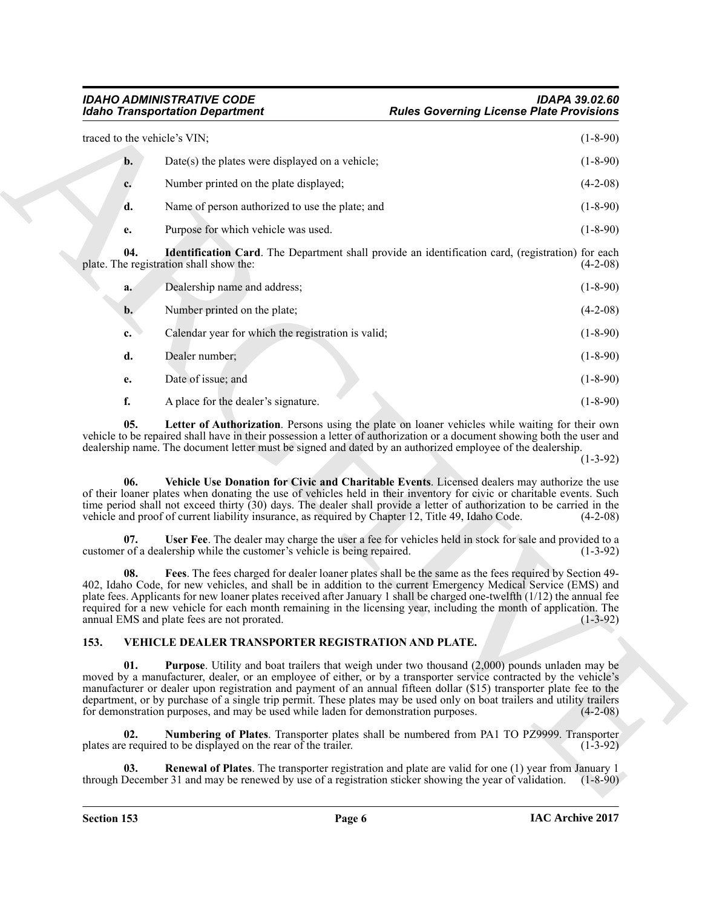traced to the vehicle's VIN; (1-8-90)

**b.** Date(s) the plates were displayed on a vehicle; (1-8-90)

**c.** Number printed on the plate displayed; (4-2-08)

**d.** Name of person authorized to use the plate; and (1-8-90)

**e.** Purpose for which vehicle was used. (1-8-90)

**04. Identification Card**. The Department shall provide an identification card, (registration) for each plate. The registration shall show the: (4-2-08)

**a.** Dealership name and address; (1-8-90)

**b.** Number printed on the plate; (4-2-08)

**c.** Calendar year for which the registration is valid; (1-8-90)

**d.** Dealer number; (1-8-90)

**e.** Date of issue; and (1-8-90)

**f.** A place for the dealer's signature. (1-8-90)

**05. Letter of Authorization**. Persons using the plate on loaner vehicles while waiting for their own vehicle to be repaired shall have in their possession a letter of authorization or a document showing both the user and dealership name. The document letter must be signed and dated by an authorized employee of the dealership. (1-3-92)

**06. Vehicle Use Donation for Civic and Charitable Events**. Licensed dealers may authorize the use of their loaner plates when donating the use of vehicles held in their inventory for civic or charitable events. Such time period shall not exceed thirty (30) days. The dealer shall provide a letter of authorization to be carried in the vehicle and proof of current liability insurance, as required by Chapter 12, Title 49, Idaho Code. (4-2-08)

**07. User Fee**. The dealer may charge the user a fee for vehicles held in stock for sale and provided to a customer of a dealership while the customer's vehicle is being repaired. (1-3-92)

**08. Fees**. The fees charged for dealer loaner plates shall be the same as the fees required by Section 49-402, Idaho Code, for new vehicles, and shall be in addition to the current Emergency Medical Service (EMS) and plate fees. Applicants for new loaner plates received after January 1 shall be charged one-twelfth (1/12) the annual fee required for a new vehicle for each month remaining in the licensing year, including the month of application. The annual EMS and plate fees are not prorated. (1-3-92)

## 153. VEHICLE DEALER TRANSPORTER REGISTRATION AND PLATE.

**01. Purpose**. Utility and boat trailers that weigh under two thousand (2,000) pounds unladen may be moved by a manufacturer, dealer, or an employee of either, or by a transporter service contracted by the vehicle's manufacturer or dealer upon registration and payment of an annual fifteen dollar ($15) transporter plate fee to the department, or by purchase of a single trip permit. These plates may be used only on boat trailers and utility trailers for demonstration purposes, and may be used while laden for demonstration purposes. (4-2-08)

**02. Numbering of Plates**. Transporter plates shall be numbered from PA1 TO PZ9999. Transporter plates are required to be displayed on the rear of the trailer. (1-3-92)

**03. Renewal of Plates**. The transporter registration and plate are valid for one (1) year from January 1 through December 31 and may be renewed by use of a registration sticker showing the year of validation. (1-8-90)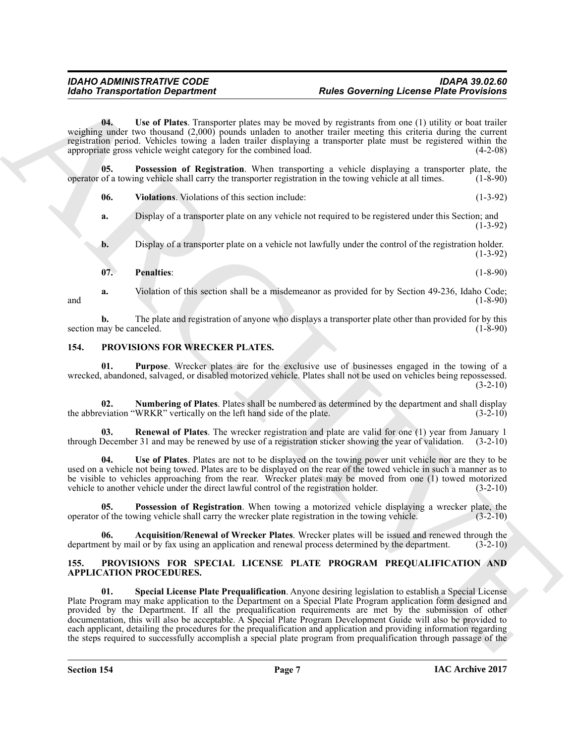**04. Use of Plates**. Transporter plates may be moved by registrants from one (1) utility or boat trailer weighing under two thousand (2,000) pounds unladen to another trailer meeting this criteria during the current registration period. Vehicles towing a laden trailer displaying a transporter plate must be registered within the appropriate gross vehicle weight category for the combined load. (4-2-08)

**05. Possession of Registration**. When transporting a vehicle displaying a transporter plate, the operator of a towing vehicle shall carry the transporter registration in the towing vehicle at all times. (1-8-90)

**06. Violations**. Violations of this section include: (1-3-92)

**a.** Display of a transporter plate on any vehicle not required to be registered under this Section; and (1-3-92)

**b.** Display of a transporter plate on a vehicle not lawfully under the control of the registration holder. (1-3-92)

**07. Penalties**: (1-8-90)

**a.** Violation of this section shall be a misdemeanor as provided for by Section 49-236, Idaho Code; and (1-8-90)

**b.** The plate and registration of anyone who displays a transporter plate other than provided for by this section may be canceled. (1-8-90)

## 154. PROVISIONS FOR WRECKER PLATES.

**01. Purpose**. Wrecker plates are for the exclusive use of businesses engaged in the towing of a wrecked, abandoned, salvaged, or disabled motorized vehicle. Plates shall not be used on vehicles being repossessed. (3-2-10)

**02. Numbering of Plates**. Plates shall be numbered as determined by the department and shall display the abbreviation "WRKR" vertically on the left hand side of the plate. (3-2-10)

**03. Renewal of Plates**. The wrecker registration and plate are valid for one (1) year from January 1 through December 31 and may be renewed by use of a registration sticker showing the year of validation. (3-2-10)

**04. Use of Plates**. Plates are not to be displayed on the towing power unit vehicle nor are they to be used on a vehicle not being towed. Plates are to be displayed on the rear of the towed vehicle in such a manner as to be visible to vehicles approaching from the rear. Wrecker plates may be moved from one (1) towed motorized vehicle to another vehicle under the direct lawful control of the registration holder. (3-2-10)

**05. Possession of Registration**. When towing a motorized vehicle displaying a wrecker plate, the operator of the towing vehicle shall carry the wrecker plate registration in the towing vehicle. (3-2-10)

**06. Acquisition/Renewal of Wrecker Plates**. Wrecker plates will be issued and renewed through the department by mail or by fax using an application and renewal process determined by the department. (3-2-10)

## 155. PROVISIONS FOR SPECIAL LICENSE PLATE PROGRAM PREQUALIFICATION AND APPLICATION PROCEDURES.

**01. Special License Plate Prequalification**. Anyone desiring legislation to establish a Special License Plate Program may make application to the Department on a Special Plate Program application form designed and provided by the Department. If all the prequalification requirements are met by the submission of other documentation, this will also be acceptable. A Special Plate Program Development Guide will also be provided to each applicant, detailing the procedures for the prequalification and application and providing information regarding the steps required to successfully accomplish a special plate program from prequalification through passage of the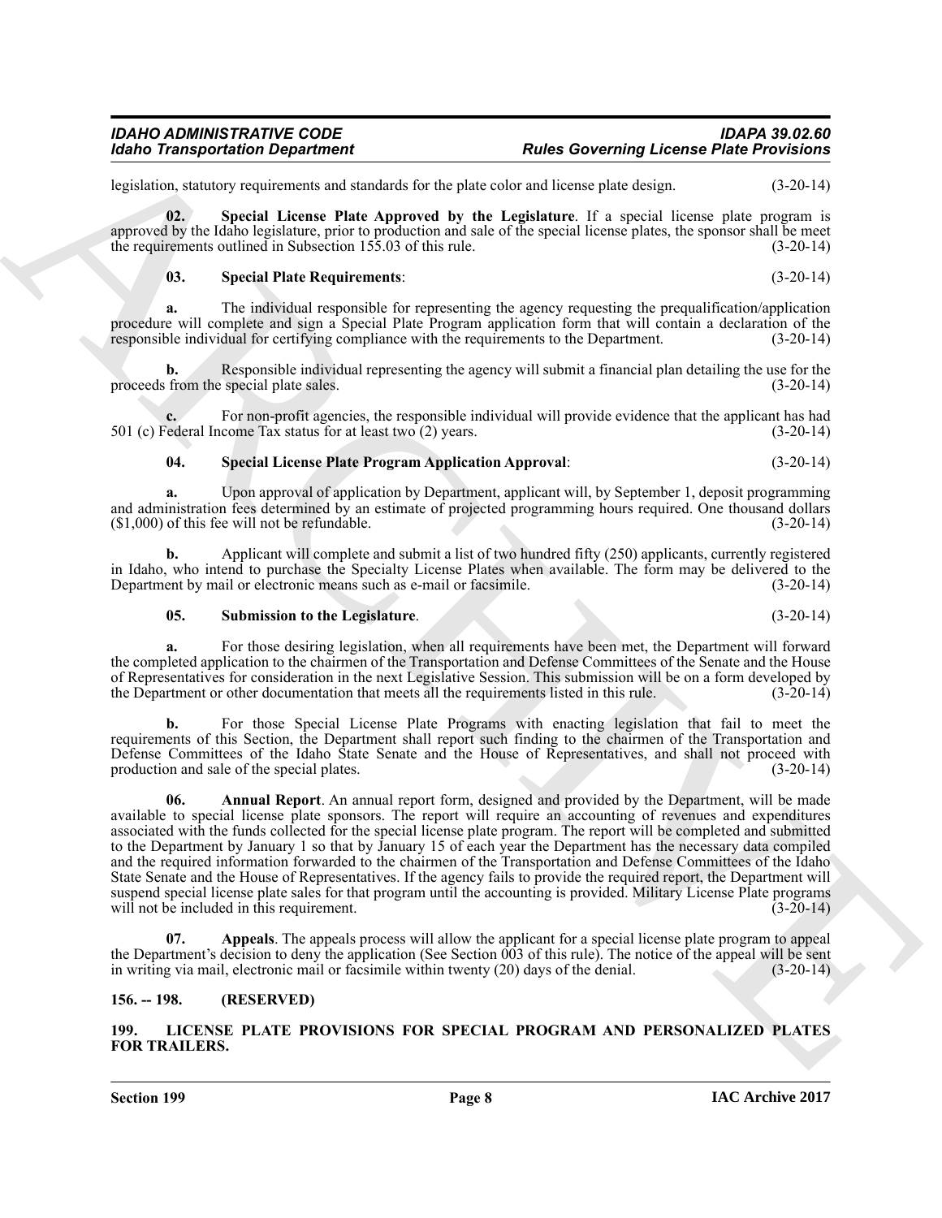legislation, statutory requirements and standards for the plate color and license plate design. (3-20-14)

**02. Special License Plate Approved by the Legislature**. If a special license plate program is approved by the Idaho legislature, prior to production and sale of the special license plates, the sponsor shall be meet the requirements outlined in Subsection 155.03 of this rule. (3-20-14)

**03. Special Plate Requirements**: (3-20-14)

**a.** The individual responsible for representing the agency requesting the prequalification/application procedure will complete and sign a Special Plate Program application form that will contain a declaration of the responsible individual for certifying compliance with the requirements to the Department. (3-20-14)

**b.** Responsible individual representing the agency will submit a financial plan detailing the use for the proceeds from the special plate sales. (3-20-14)

**c.** For non-profit agencies, the responsible individual will provide evidence that the applicant has had 501 (c) Federal Income Tax status for at least two (2) years. (3-20-14)

**04. Special License Plate Program Application Approval**: (3-20-14)

**a.** Upon approval of application by Department, applicant will, by September 1, deposit programming and administration fees determined by an estimate of projected programming hours required. One thousand dollars ($1,000) of this fee will not be refundable. (3-20-14)

**b.** Applicant will complete and submit a list of two hundred fifty (250) applicants, currently registered in Idaho, who intend to purchase the Specialty License Plates when available. The form may be delivered to the Department by mail or electronic means such as e-mail or facsimile. (3-20-14)

**05. Submission to the Legislature**. (3-20-14)

**a.** For those desiring legislation, when all requirements have been met, the Department will forward the completed application to the chairmen of the Transportation and Defense Committees of the Senate and the House of Representatives for consideration in the next Legislative Session. This submission will be on a form developed by the Department or other documentation that meets all the requirements listed in this rule. (3-20-14)

**b.** For those Special License Plate Programs with enacting legislation that fail to meet the requirements of this Section, the Department shall report such finding to the chairmen of the Transportation and Defense Committees of the Idaho State Senate and the House of Representatives, and shall not proceed with production and sale of the special plates. (3-20-14)

**06. Annual Report**. An annual report form, designed and provided by the Department, will be made available to special license plate sponsors. The report will require an accounting of revenues and expenditures associated with the funds collected for the special license plate program. The report will be completed and submitted to the Department by January 1 so that by January 15 of each year the Department has the necessary data compiled and the required information forwarded to the chairmen of the Transportation and Defense Committees of the Idaho State Senate and the House of Representatives. If the agency fails to provide the required report, the Department will suspend special license plate sales for that program until the accounting is provided. Military License Plate programs will not be included in this requirement. (3-20-14)

**07. Appeals**. The appeals process will allow the applicant for a special license plate program to appeal the Department's decision to deny the application (See Section 003 of this rule). The notice of the appeal will be sent in writing via mail, electronic mail or facsimile within twenty (20) days of the denial. (3-20-14)

## 156. -- 198. (RESERVED)

## 199. LICENSE PLATE PROVISIONS FOR SPECIAL PROGRAM AND PERSONALIZED PLATES FOR TRAILERS.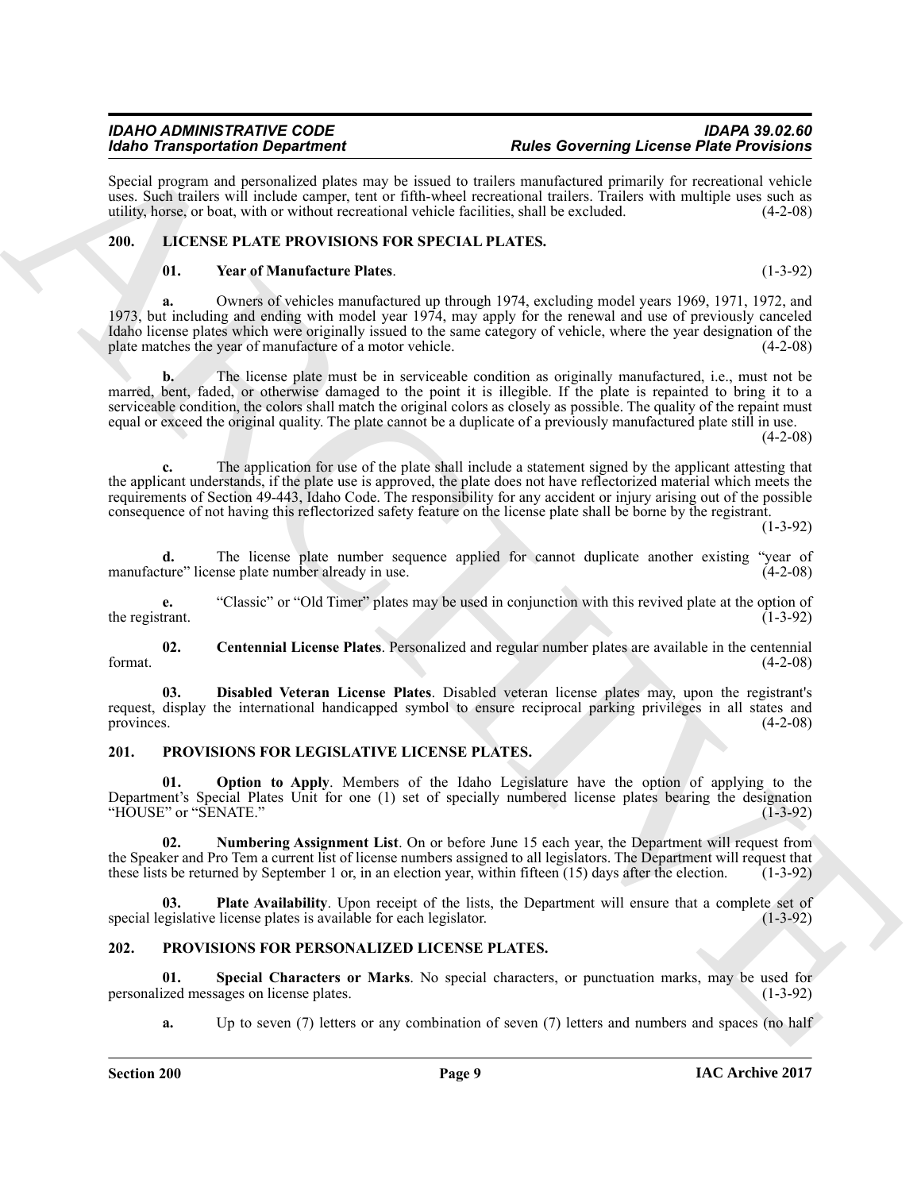Special program and personalized plates may be issued to trailers manufactured primarily for recreational vehicle uses. Such trailers will include camper, tent or fifth-wheel recreational trailers. Trailers with multiple uses such as utility, horse, or boat, with or without recreational vehicle facilities, shall be excluded. (4-2-08)

## 200. LICENSE PLATE PROVISIONS FOR SPECIAL PLATES.

**01. Year of Manufacture Plates**. (1-3-92)

**a.** Owners of vehicles manufactured up through 1974, excluding model years 1969, 1971, 1972, and 1973, but including and ending with model year 1974, may apply for the renewal and use of previously canceled Idaho license plates which were originally issued to the same category of vehicle, where the year designation of the plate matches the year of manufacture of a motor vehicle. (4-2-08)

**b.** The license plate must be in serviceable condition as originally manufactured, i.e., must not be marred, bent, faded, or otherwise damaged to the point it is illegible. If the plate is repainted to bring it to a serviceable condition, the colors shall match the original colors as closely as possible. The quality of the repaint must equal or exceed the original quality. The plate cannot be a duplicate of a previously manufactured plate still in use. (4-2-08)

**c.** The application for use of the plate shall include a statement signed by the applicant attesting that the applicant understands, if the plate use is approved, the plate does not have reflectorized material which meets the requirements of Section 49-443, Idaho Code. The responsibility for any accident or injury arising out of the possible consequence of not having this reflectorized safety feature on the license plate shall be borne by the registrant. (1-3-92)

**d.** The license plate number sequence applied for cannot duplicate another existing "year of manufacture" license plate number already in use. (4-2-08)

**e.** "Classic" or "Old Timer" plates may be used in conjunction with this revived plate at the option of the registrant. (1-3-92)

**02. Centennial License Plates**. Personalized and regular number plates are available in the centennial format. (4-2-08)

**03. Disabled Veteran License Plates**. Disabled veteran license plates may, upon the registrant's request, display the international handicapped symbol to ensure reciprocal parking privileges in all states and provinces. (4-2-08)

## 201. PROVISIONS FOR LEGISLATIVE LICENSE PLATES.

**01. Option to Apply**. Members of the Idaho Legislature have the option of applying to the Department's Special Plates Unit for one (1) set of specially numbered license plates bearing the designation "HOUSE" or "SENATE." (1-3-92)

**02. Numbering Assignment List**. On or before June 15 each year, the Department will request from the Speaker and Pro Tem a current list of license numbers assigned to all legislators. The Department will request that these lists be returned by September 1 or, in an election year, within fifteen (15) days after the election. (1-3-92)

**03. Plate Availability**. Upon receipt of the lists, the Department will ensure that a complete set of special legislative license plates is available for each legislator. (1-3-92)

## 202. PROVISIONS FOR PERSONALIZED LICENSE PLATES.

**01. Special Characters or Marks**. No special characters, or punctuation marks, may be used for personalized messages on license plates. (1-3-92)

**a.** Up to seven (7) letters or any combination of seven (7) letters and numbers and spaces (no half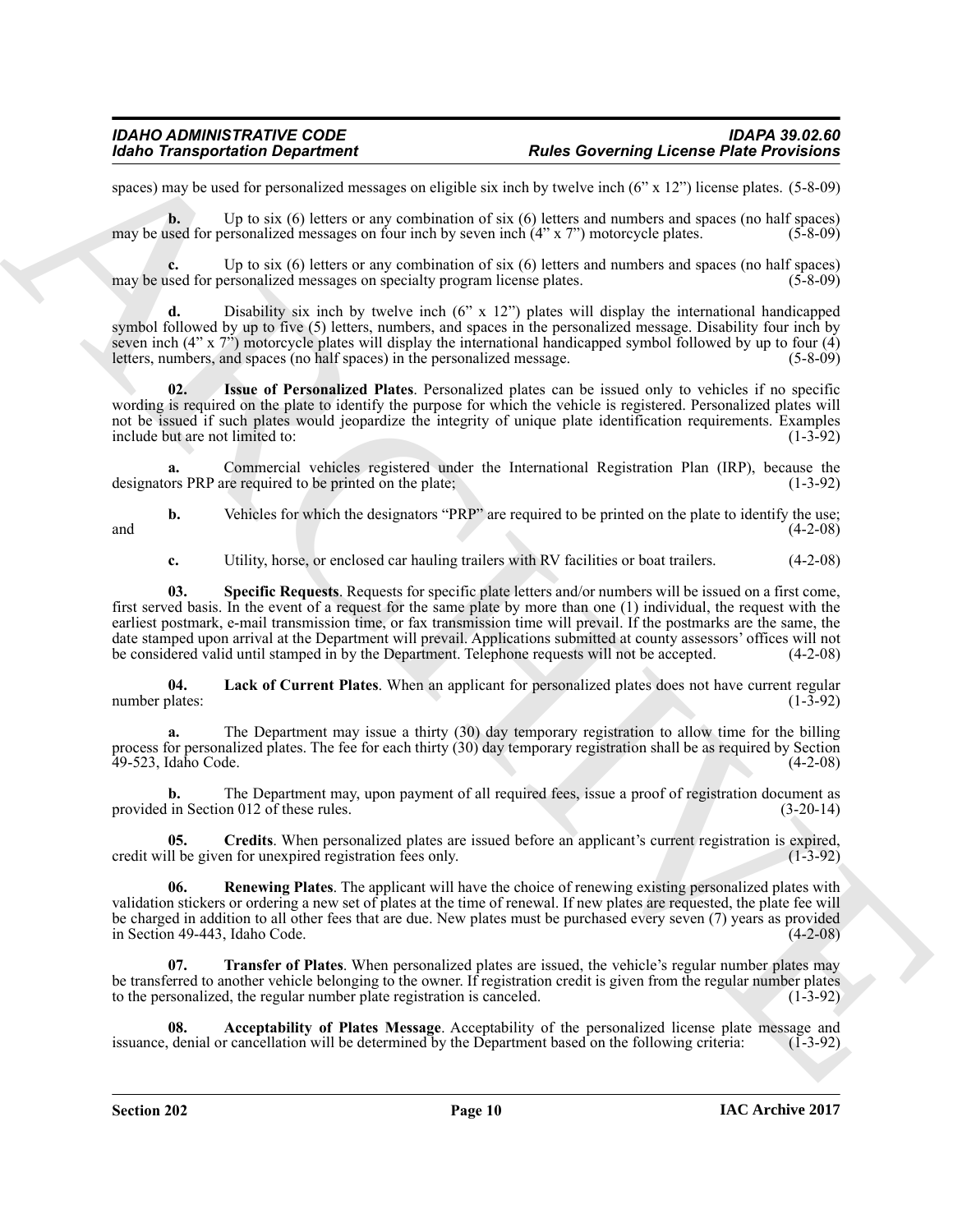spaces) may be used for personalized messages on eligible six inch by twelve inch (6" x 12") license plates. (5-8-09)

**b.** Up to six (6) letters or any combination of six (6) letters and numbers and spaces (no half spaces) may be used for personalized messages on four inch by seven inch (4" x 7") motorcycle plates. (5-8-09)

**c.** Up to six (6) letters or any combination of six (6) letters and numbers and spaces (no half spaces) may be used for personalized messages on specialty program license plates. (5-8-09)

**d.** Disability six inch by twelve inch (6" x 12") plates will display the international handicapped symbol followed by up to five (5) letters, numbers, and spaces in the personalized message. Disability four inch by seven inch (4" x 7") motorcycle plates will display the international handicapped symbol followed by up to four (4) letters, numbers, and spaces (no half spaces) in the personalized message. (5-8-09)

**02. Issue of Personalized Plates**. Personalized plates can be issued only to vehicles if no specific wording is required on the plate to identify the purpose for which the vehicle is registered. Personalized plates will not be issued if such plates would jeopardize the integrity of unique plate identification requirements. Examples include but are not limited to: (1-3-92)

**a.** Commercial vehicles registered under the International Registration Plan (IRP), because the designators PRP are required to be printed on the plate; (1-3-92)

**b.** Vehicles for which the designators "PRP" are required to be printed on the plate to identify the use; and (4-2-08)

**c.** Utility, horse, or enclosed car hauling trailers with RV facilities or boat trailers. (4-2-08)

**03. Specific Requests**. Requests for specific plate letters and/or numbers will be issued on a first come, first served basis. In the event of a request for the same plate by more than one (1) individual, the request with the earliest postmark, e-mail transmission time, or fax transmission time will prevail. If the postmarks are the same, the date stamped upon arrival at the Department will prevail. Applications submitted at county assessors' offices will not be considered valid until stamped in by the Department. Telephone requests will not be accepted. (4-2-08)

**04. Lack of Current Plates**. When an applicant for personalized plates does not have current regular number plates: (1-3-92)

**a.** The Department may issue a thirty (30) day temporary registration to allow time for the billing process for personalized plates. The fee for each thirty (30) day temporary registration shall be as required by Section 49-523, Idaho Code. (4-2-08)

**b.** The Department may, upon payment of all required fees, issue a proof of registration document as provided in Section 012 of these rules. (3-20-14)

**05. Credits**. When personalized plates are issued before an applicant's current registration is expired, credit will be given for unexpired registration fees only. (1-3-92)

**06. Renewing Plates**. The applicant will have the choice of renewing existing personalized plates with validation stickers or ordering a new set of plates at the time of renewal. If new plates are requested, the plate fee will be charged in addition to all other fees that are due. New plates must be purchased every seven (7) years as provided in Section 49-443, Idaho Code. (4-2-08)

**07. Transfer of Plates**. When personalized plates are issued, the vehicle's regular number plates may be transferred to another vehicle belonging to the owner. If registration credit is given from the regular number plates to the personalized, the regular number plate registration is canceled. (1-3-92)

**08. Acceptability of Plates Message**. Acceptability of the personalized license plate message and issuance, denial or cancellation will be determined by the Department based on the following criteria: (1-3-92)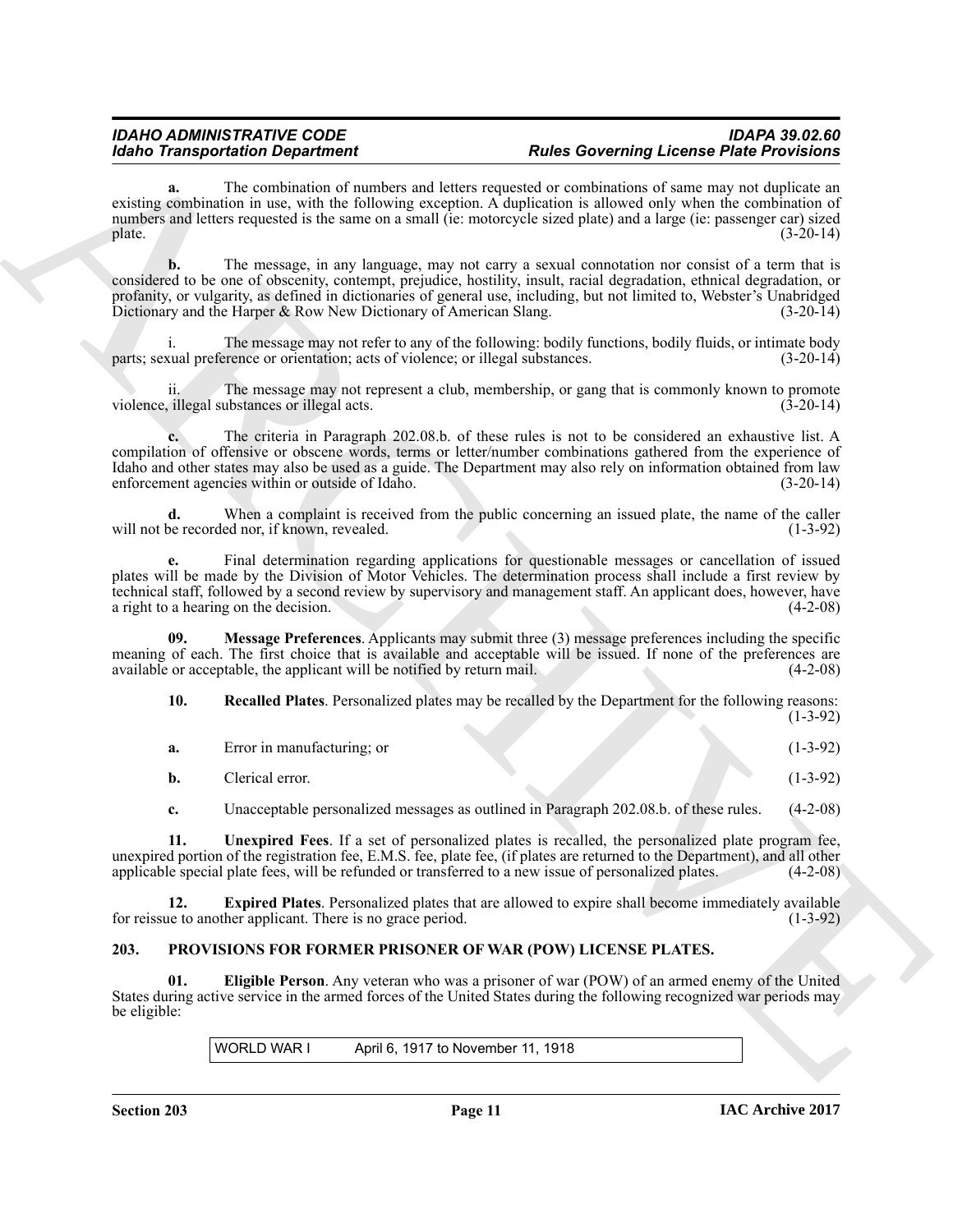**a.** The combination of numbers and letters requested or combinations of same may not duplicate an existing combination in use, with the following exception. A duplication is allowed only when the combination of numbers and letters requested is the same on a small (ie: motorcycle sized plate) and a large (ie: passenger car) sized plate. (3-20-14)

**b.** The message, in any language, may not carry a sexual connotation nor consist of a term that is considered to be one of obscenity, contempt, prejudice, hostility, insult, racial degradation, ethnical degradation, or profanity, or vulgarity, as defined in dictionaries of general use, including, but not limited to, Webster's Unabridged Dictionary and the Harper & Row New Dictionary of American Slang. (3-20-14)

i. The message may not refer to any of the following: bodily functions, bodily fluids, or intimate body parts; sexual preference or orientation; acts of violence; or illegal substances. (3-20-14)

ii. The message may not represent a club, membership, or gang that is commonly known to promote violence, illegal substances or illegal acts. (3-20-14)

**c.** The criteria in Paragraph 202.08.b. of these rules is not to be considered an exhaustive list. A compilation of offensive or obscene words, terms or letter/number combinations gathered from the experience of Idaho and other states may also be used as a guide. The Department may also rely on information obtained from law enforcement agencies within or outside of Idaho. (3-20-14)

**d.** When a complaint is received from the public concerning an issued plate, the name of the caller will not be recorded nor, if known, revealed. (1-3-92)

**e.** Final determination regarding applications for questionable messages or cancellation of issued plates will be made by the Division of Motor Vehicles. The determination process shall include a first review by technical staff, followed by a second review by supervisory and management staff. An applicant does, however, have a right to a hearing on the decision. (4-2-08)

**09. Message Preferences**. Applicants may submit three (3) message preferences including the specific meaning of each. The first choice that is available and acceptable will be issued. If none of the preferences are available or acceptable, the applicant will be notified by return mail. (4-2-08)

**10. Recalled Plates**. Personalized plates may be recalled by the Department for the following reasons: (1-3-92)

**a.** Error in manufacturing; or (1-3-92)

**b.** Clerical error. (1-3-92)

**c.** Unacceptable personalized messages as outlined in Paragraph 202.08.b. of these rules. (4-2-08)

**11. Unexpired Fees**. If a set of personalized plates is recalled, the personalized plate program fee, unexpired portion of the registration fee, E.M.S. fee, plate fee, (if plates are returned to the Department), and all other applicable special plate fees, will be refunded or transferred to a new issue of personalized plates. (4-2-08)

**12. Expired Plates**. Personalized plates that are allowed to expire shall become immediately available for reissue to another applicant. There is no grace period. (1-3-92)

## 203. PROVISIONS FOR FORMER PRISONER OF WAR (POW) LICENSE PLATES.

**01. Eligible Person**. Any veteran who was a prisoner of war (POW) of an armed enemy of the United States during active service in the armed forces of the United States during the following recognized war periods may be eligible:

| WORLD WAR I | April 6, 1917 to November 11, 1918 |
|---|---|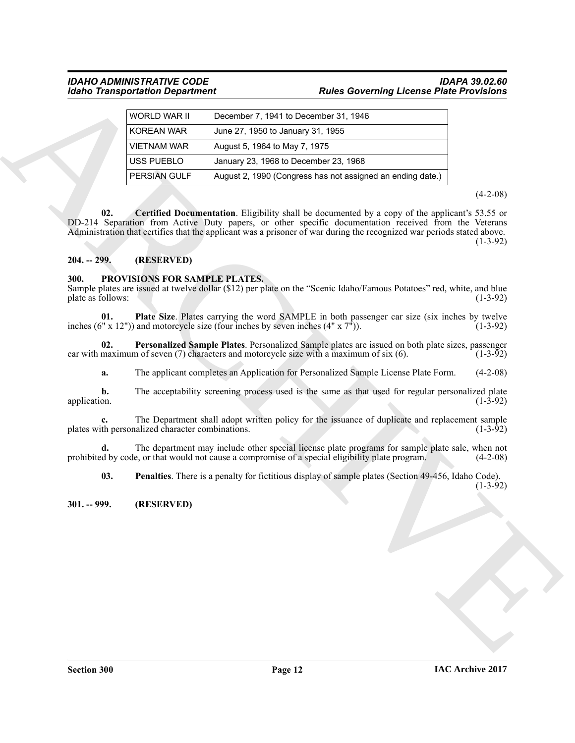| WORLD WAR II | December 7, 1941 to December 31, 1946 |
|---|---|
| KOREAN WAR | June 27, 1950 to January 31, 1955 |
| VIETNAM WAR | August 5, 1964 to May 7, 1975 |
| USS PUEBLO | January 23, 1968 to December 23, 1968 |
| PERSIAN GULF | August 2, 1990 (Congress has not assigned an ending date.) |

(4-2-08)

**02. Certified Documentation**. Eligibility shall be documented by a copy of the applicant's 53.55 or DD-214 Separation from Active Duty papers, or other specific documentation received from the Veterans Administration that certifies that the applicant was a prisoner of war during the recognized war periods stated above. (1-3-92)

## 204. -- 299. (RESERVED)

## 300. PROVISIONS FOR SAMPLE PLATES.

Sample plates are issued at twelve dollar ($12) per plate on the "Scenic Idaho/Famous Potatoes" red, white, and blue plate as follows: (1-3-92)

**01. Plate Size**. Plates carrying the word SAMPLE in both passenger car size (six inches by twelve inches (6" x 12")) and motorcycle size (four inches by seven inches (4" x 7")). (1-3-92)

**02. Personalized Sample Plates**. Personalized Sample plates are issued on both plate sizes, passenger car with maximum of seven (7) characters and motorcycle size with a maximum of six (6). (1-3-92)

**a.** The applicant completes an Application for Personalized Sample License Plate Form. (4-2-08)

**b.** The acceptability screening process used is the same as that used for regular personalized plate application. (1-3-92)

**c.** The Department shall adopt written policy for the issuance of duplicate and replacement sample plates with personalized character combinations. (1-3-92)

**d.** The department may include other special license plate programs for sample plate sale, when not prohibited by code, or that would not cause a compromise of a special eligibility plate program. (4-2-08)

**03. Penalties**. There is a penalty for fictitious display of sample plates (Section 49-456, Idaho Code). (1-3-92)

## 301. -- 999. (RESERVED)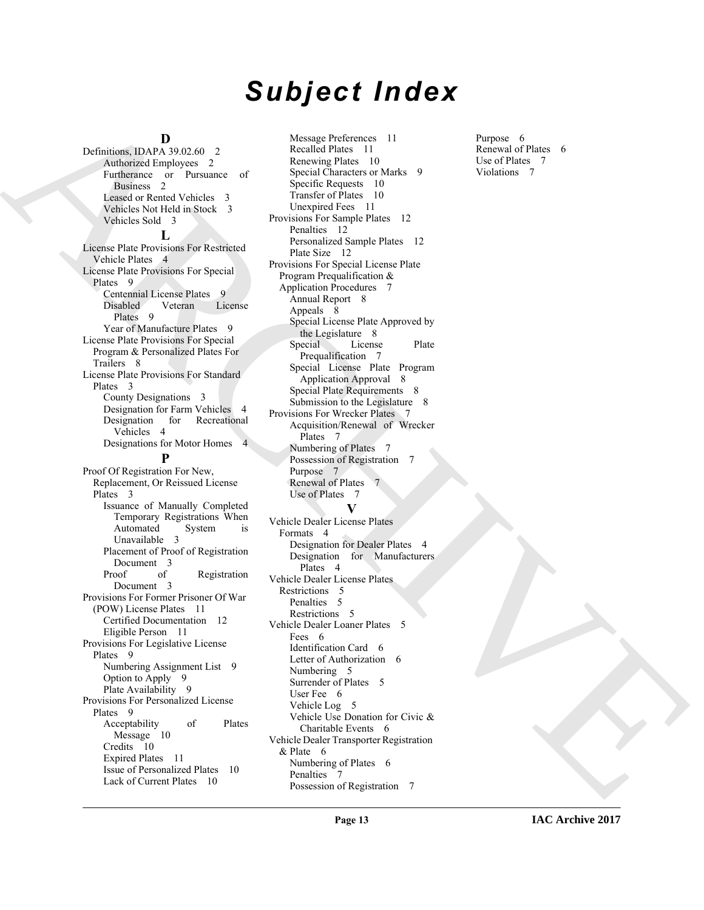# Subject Index

**D**

Definitions, IDAPA 39.02.60 2
- Authorized Employees 2
- Furtherance or Pursuance of Business 2
- Leased or Rented Vehicles 3
- Vehicles Not Held in Stock 3
- Vehicles Sold 3

**L**

License Plate Provisions For Restricted Vehicle Plates 4

License Plate Provisions For Special Plates 9
- Centennial License Plates 9
- Disabled Veteran License Plates 9
- Year of Manufacture Plates 9

License Plate Provisions For Special Program & Personalized Plates For Trailers 8

License Plate Provisions For Standard Plates 3
- County Designations 3
- Designation for Farm Vehicles 4
- Designation for Recreational Vehicles 4
- Designations for Motor Homes 4

**P**

Proof Of Registration For New, Replacement, Or Reissued License Plates 3
- Issuance of Manually Completed Temporary Registrations When Automated System is Unavailable 3
- Placement of Proof of Registration Document 3
- Proof of Registration Document 3

Provisions For Former Prisoner Of War (POW) License Plates 11
- Certified Documentation 12
- Eligible Person 11

Provisions For Legislative License Plates 9
- Numbering Assignment List 9
- Option to Apply 9
- Plate Availability 9

Provisions For Personalized License Plates 9
- Acceptability of Plates Message 10
- Credits 10
- Expired Plates 11
- Issue of Personalized Plates 10
- Lack of Current Plates 10
- Message Preferences 11
- Recalled Plates 11
- Renewing Plates 10
- Special Characters or Marks 9
- Specific Requests 10
- Transfer of Plates 10
- Unexpired Fees 11

Provisions For Sample Plates 12
- Penalties 12
- Personalized Sample Plates 12
- Plate Size 12

Provisions For Special License Plate Program Prequalification & Application Procedures 7
- Annual Report 8
- Appeals 8
- Special License Plate Approved by the Legislature 8
- Special License Plate Prequalification 7
- Special License Plate Program Application Approval 8
- Special Plate Requirements 8
- Submission to the Legislature 8

Provisions For Wrecker Plates 7
- Acquisition/Renewal of Wrecker Plates 7
- Numbering of Plates 7
- Possession of Registration 7
- Purpose 7
- Renewal of Plates 7
- Use of Plates 7

**V**

Vehicle Dealer License Plates Formats 4
- Designation for Dealer Plates 4
- Designation for Manufacturers Plates 4

Vehicle Dealer License Plates Restrictions 5
- Penalties 5
- Restrictions 5

Vehicle Dealer Loaner Plates 5
- Fees 6
- Identification Card 6
- Letter of Authorization 6
- Numbering 5
- Surrender of Plates 5
- User Fee 6
- Vehicle Log 5
- Vehicle Use Donation for Civic & Charitable Events 6

Vehicle Dealer Transporter Registration & Plate 6
- Numbering of Plates 6
- Penalties 7
- Possession of Registration 7
- Purpose 6
- Renewal of Plates 6
- Use of Plates 7
- Violations 7